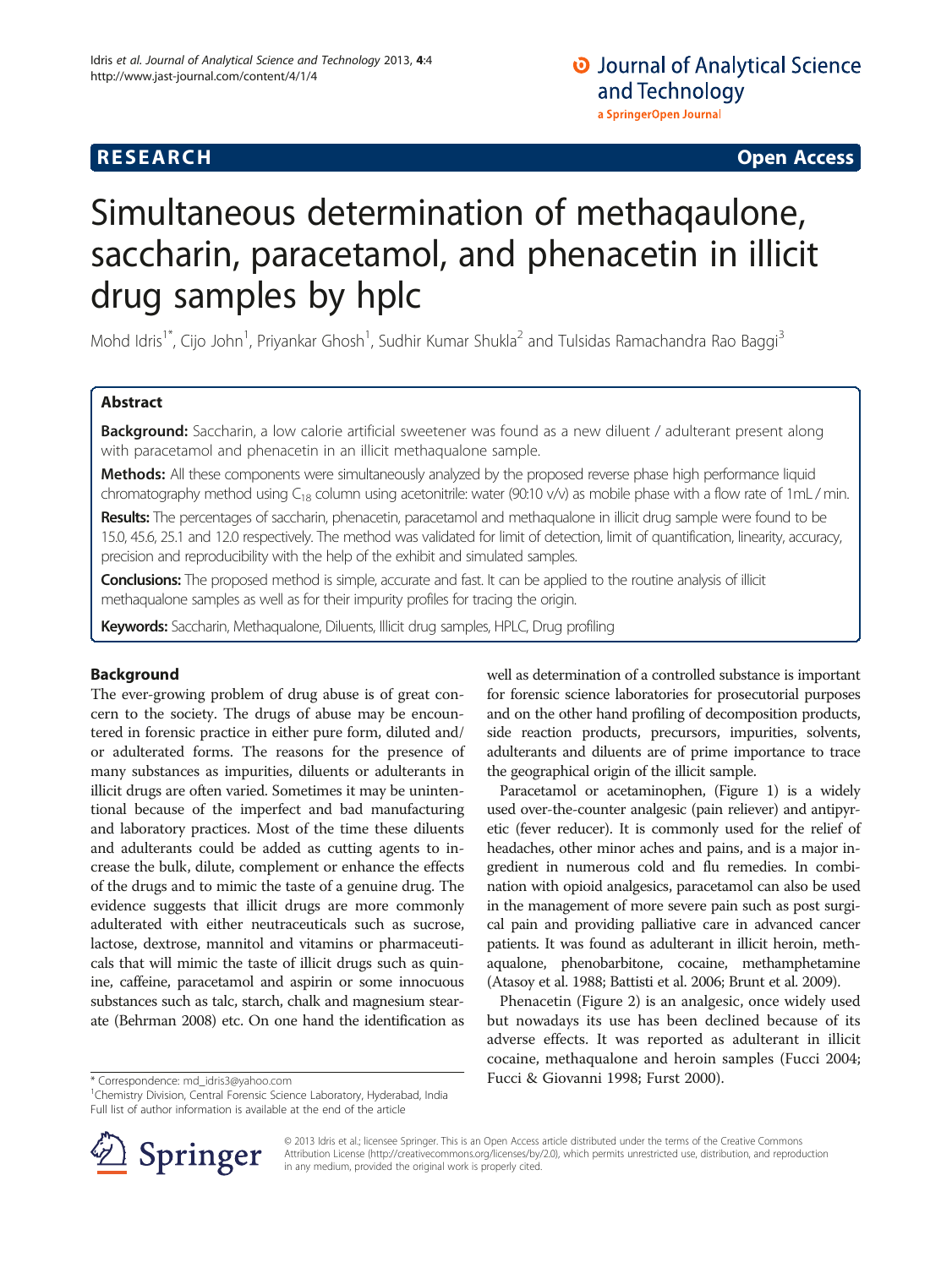RESEARCH Open Access

# Simultaneous determination of methaqaulone, saccharin, paracetamol, and phenacetin in illicit drug samples by hplc

Mohd Idris[1*], Cijo John[1], Priyankar Ghosh[1], Sudhir Kumar Shukla[2] and Tulsidas Ramachandra Rao Baggi[3]

## Abstract

**Background:** Saccharin, a low calorie artificial sweetener was found as a new diluent / adulterant present along with paracetamol and phenacetin in an illicit methaqualone sample.

**Methods:** All these components were simultaneously analyzed by the proposed reverse phase high performance liquid chromatography method using $C_{18}$ column using acetonitrile: water (90:10 v/v) as mobile phase with a flow rate of 1mL / min.

**Results:** The percentages of saccharin, phenacetin, paracetamol and methaqualone in illicit drug sample were found to be 15.0, 45.6, 25.1 and 12.0 respectively. The method was validated for limit of detection, limit of quantification, linearity, accuracy, precision and reproducibility with the help of the exhibit and simulated samples.

**Conclusions:** The proposed method is simple, accurate and fast. It can be applied to the routine analysis of illicit methaqualone samples as well as for their impurity profiles for tracing the origin.

**Keywords:** Saccharin, Methaqualone, Diluents, Illicit drug samples, HPLC, Drug profiling

## Background

The ever-growing problem of drug abuse is of great concern to the society. The drugs of abuse may be encountered in forensic practice in either pure form, diluted and/or adulterated forms. The reasons for the presence of many substances as impurities, diluents or adulterants in illicit drugs are often varied. Sometimes it may be unintentional because of the imperfect and bad manufacturing and laboratory practices. Most of the time these diluents and adulterants could be added as cutting agents to increase the bulk, dilute, complement or enhance the effects of the drugs and to mimic the taste of a genuine drug. The evidence suggests that illicit drugs are more commonly adulterated with either neutraceuticals such as sucrose, lactose, dextrose, mannitol and vitamins or pharmaceuticals that will mimic the taste of illicit drugs such as quinine, caffeine, paracetamol and aspirin or some innocuous substances such as talc, starch, chalk and magnesium stearate (Behrman 2008) etc. On one hand the identification as well as determination of a controlled substance is important for forensic science laboratories for prosecutorial purposes and on the other hand profiling of decomposition products, side reaction products, precursors, impurities, solvents, adulterants and diluents are of prime importance to trace the geographical origin of the illicit sample.

Paracetamol or acetaminophen, (Figure 1) is a widely used over-the-counter analgesic (pain reliever) and antipyretic (fever reducer). It is commonly used for the relief of headaches, other minor aches and pains, and is a major ingredient in numerous cold and flu remedies. In combination with opioid analgesics, paracetamol can also be used in the management of more severe pain such as post surgical pain and providing palliative care in advanced cancer patients. It was found as adulterant in illicit heroin, methaqualone, phenobarbitone, cocaine, methamphetamine (Atasoy et al. 1988; Battisti et al. 2006; Brunt et al. 2009).

Phenacetin (Figure 2) is an analgesic, once widely used but nowadays its use has been declined because of its adverse effects. It was reported as adulterant in illicit cocaine, methaqualone and heroin samples (Fucci 2004; Fucci & Giovanni 1998; Furst 2000).

\* Correspondence: md_idris3@yahoo.com
[1]Chemistry Division, Central Forensic Science Laboratory, Hyderabad, India
Full list of author information is available at the end of the article

© 2013 Idris et al.; licensee Springer. This is an Open Access article distributed under the terms of the Creative Commons Attribution License (http://creativecommons.org/licenses/by/2.0), which permits unrestricted use, distribution, and reproduction in any medium, provided the original work is properly cited.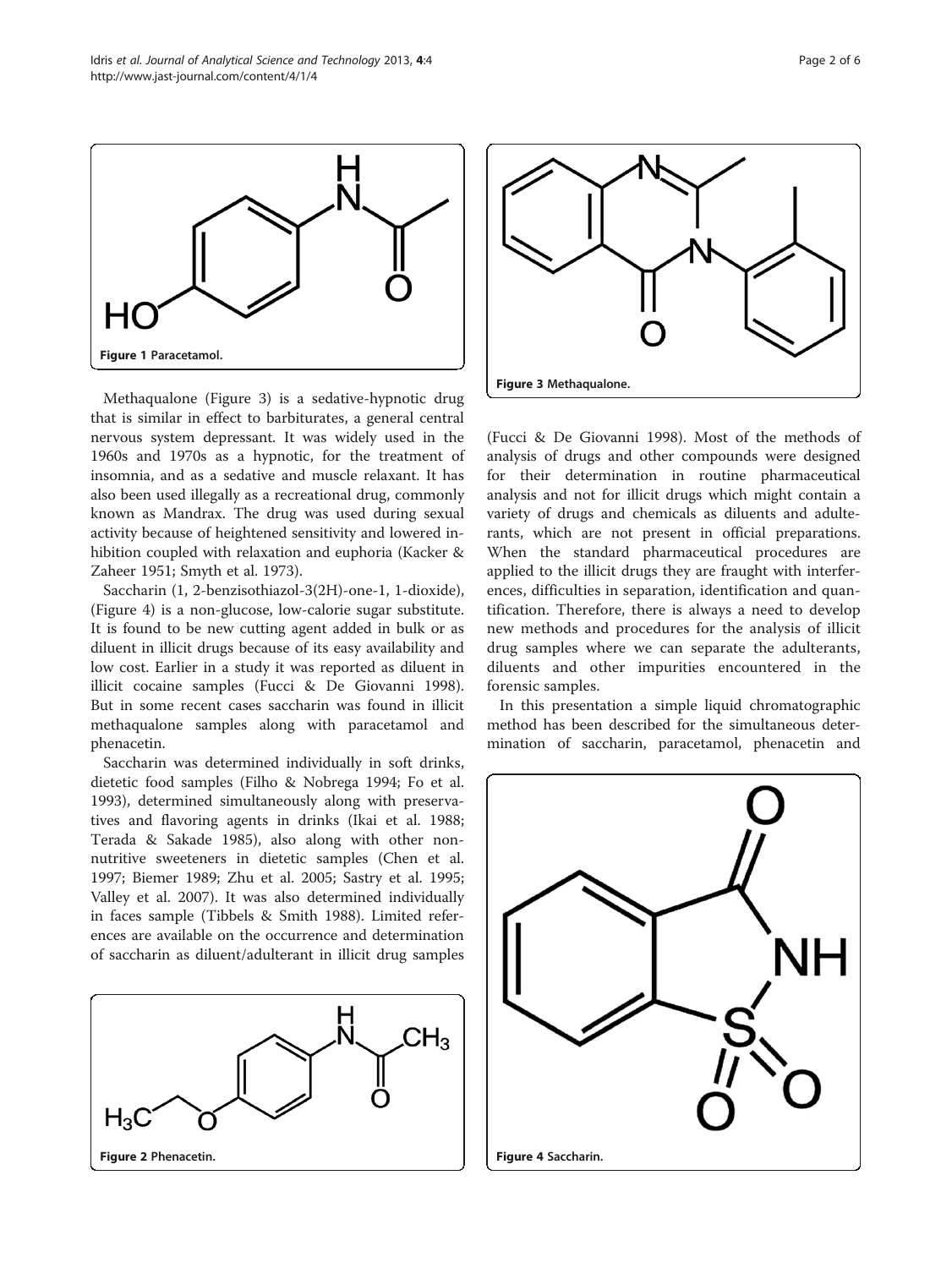Figure 1 Paracetamol.

Methaqualone (Figure 3) is a sedative-hypnotic drug that is similar in effect to barbiturates, a general central nervous system depressant. It was widely used in the 1960s and 1970s as a hypnotic, for the treatment of insomnia, and as a sedative and muscle relaxant. It has also been used illegally as a recreational drug, commonly known as Mandrax. The drug was used during sexual activity because of heightened sensitivity and lowered inhibition coupled with relaxation and euphoria (Kacker & Zaheer 1951; Smyth et al. 1973).

Saccharin (1, 2-benzisothiazol-3(2H)-one-1, 1-dioxide), (Figure 4) is a non-glucose, low-calorie sugar substitute. It is found to be new cutting agent added in bulk or as diluent in illicit drugs because of its easy availability and low cost. Earlier in a study it was reported as diluent in illicit cocaine samples (Fucci & De Giovanni 1998). But in some recent cases saccharin was found in illicit methaqualone samples along with paracetamol and phenacetin.

Saccharin was determined individually in soft drinks, dietetic food samples (Filho & Nobrega 1994; Fo et al. 1993), determined simultaneously along with preservatives and flavoring agents in drinks (Ikai et al. 1988; Terada & Sakade 1985), also along with other non-nutritive sweeteners in dietetic samples (Chen et al. 1997; Biemer 1989; Zhu et al. 2005; Sastry et al. 1995; Valley et al. 2007). It was also determined individually in faces sample (Tibbels & Smith 1988). Limited references are available on the occurrence and determination of saccharin as diluent/adulterant in illicit drug samples (Fucci & De Giovanni 1998). Most of the methods of analysis of drugs and other compounds were designed for their determination in routine pharmaceutical analysis and not for illicit drugs which might contain a variety of drugs and chemicals as diluents and adulterants, which are not present in official preparations. When the standard pharmaceutical procedures are applied to the illicit drugs they are fraught with interferences, difficulties in separation, identification and quantification. Therefore, there is always a need to develop new methods and procedures for the analysis of illicit drug samples where we can separate the adulterants, diluents and other impurities encountered in the forensic samples.

In this presentation a simple liquid chromatographic method has been described for the simultaneous determination of saccharin, paracetamol, phenacetin and

Figure 2 Phenacetin.

Figure 3 Methaqualone.

Figure 4 Saccharin.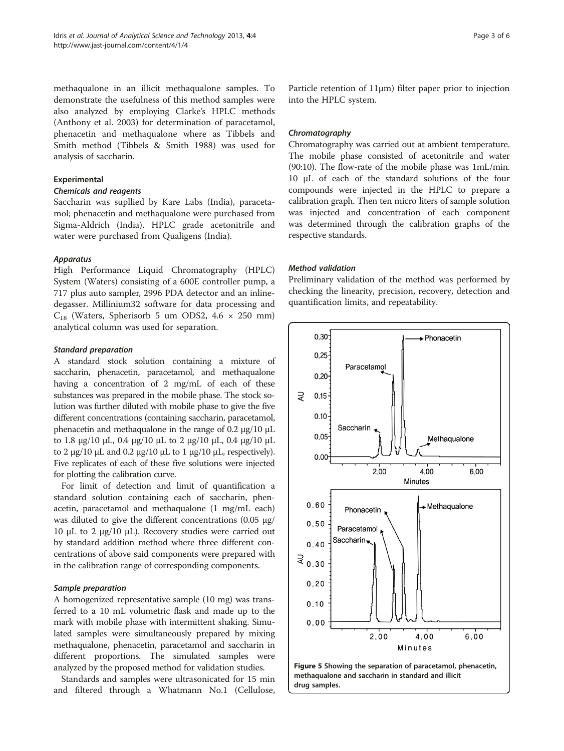methaqualone in an illicit methaqualone samples. To demonstrate the usefulness of this method samples were also analyzed by employing Clarke's HPLC methods (Anthony et al. 2003) for determination of paracetamol, phenacetin and methaqualone where as Tibbels and Smith method (Tibbels & Smith 1988) was used for analysis of saccharin.

## Experimental

### *Chemicals and reagents*

Saccharin was supllied by Kare Labs (India), paracetamol; phenacetin and methaqualone were purchased from Sigma-Aldrich (India). HPLC grade acetonitrile and water were purchased from Qualigens (India).

### *Apparatus*

High Performance Liquid Chromatography (HPLC) System (Waters) consisting of a 600E controller pump, a 717 plus auto sampler, 2996 PDA detector and an inline-degasser. Millinium32 software for data processing and $C_{18}$ (Waters, Spherisorb 5 um ODS2, 4.6 × 250 mm) analytical column was used for separation.

### *Standard preparation*

A standard stock solution containing a mixture of saccharin, phenacetin, paracetamol, and methaqualone having a concentration of 2 mg/mL of each of these substances was prepared in the mobile phase. The stock solution was further diluted with mobile phase to give the five different concentrations (containing saccharin, paracetamol, phenacetin and methaqualone in the range of 0.2 μg/10 μL to 1.8 μg/10 μL, 0.4 μg/10 μL to 2 μg/10 μL, 0.4 μg/10 μL to 2 μg/10 μL and 0.2 μg/10 μL to 1 μg/10 μL, respectively). Five replicates of each of these five solutions were injected for plotting the calibration curve.

For limit of detection and limit of quantification a standard solution containing each of saccharin, phenacetin, paracetamol and methaqualone (1 mg/mL each) was diluted to give the different concentrations (0.05 μg/10 μL to 2 μg/10 μL). Recovery studies were carried out by standard addition method where three different concentrations of above said components were prepared with in the calibration range of corresponding components.

### *Sample preparation*

A homogenized representative sample (10 mg) was transferred to a 10 mL volumetric flask and made up to the mark with mobile phase with intermittent shaking. Simulated samples were simultaneously prepared by mixing methaqualone, phenacetin, paracetamol and saccharin in different proportions. The simulated samples were analyzed by the proposed method for validation studies.

Standards and samples were ultrasonicated for 15 min and filtered through a Whatmann No.1 (Cellulose, Particle retention of 11μm) filter paper prior to injection into the HPLC system.

### *Chromatography*

Chromatography was carried out at ambient temperature. The mobile phase consisted of acetonitrile and water (90:10). The flow-rate of the mobile phase was 1mL/min. 10 μL of each of the standard solutions of the four compounds were injected in the HPLC to prepare a calibration graph. Then ten micro liters of sample solution was injected and concentration of each component was determined through the calibration graphs of the respective standards.

### *Method validation*

Preliminary validation of the method was performed by checking the linearity, precision, recovery, detection and quantification limits, and repeatability.

**Figure 5** Showing the separation of paracetamol, phenacetin, methaqualone and saccharin in standard and illicit drug samples.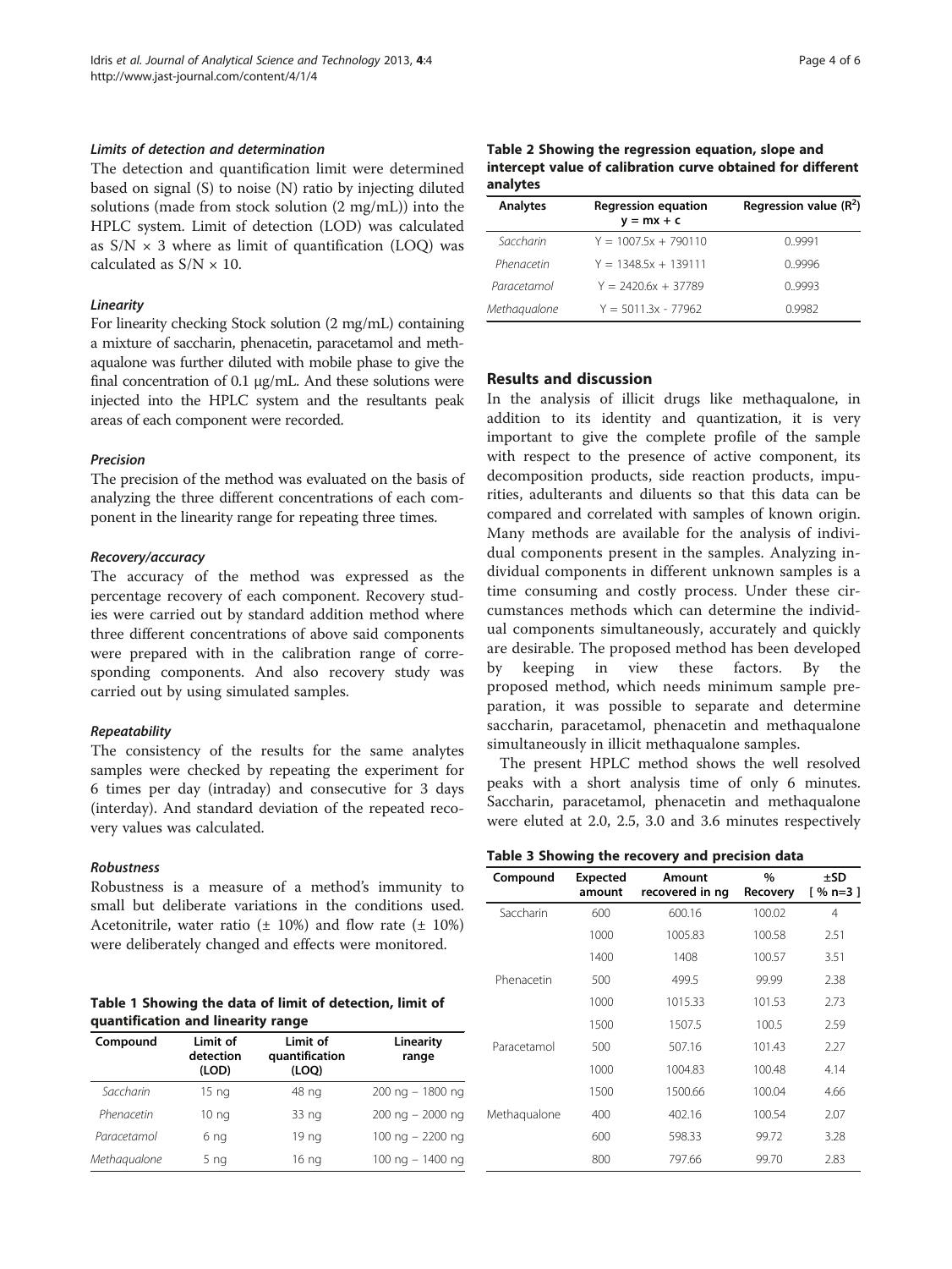#### Limits of detection and determination

The detection and quantification limit were determined based on signal (S) to noise (N) ratio by injecting diluted solutions (made from stock solution (2 mg/mL)) into the HPLC system. Limit of detection (LOD) was calculated as $S/N \times 3$ where as limit of quantification (LOQ) was calculated as $S/N \times 10$.

#### Linearity

For linearity checking Stock solution (2 mg/mL) containing a mixture of saccharin, phenacetin, paracetamol and methaqualone was further diluted with mobile phase to give the final concentration of 0.1 μg/mL. And these solutions were injected into the HPLC system and the resultants peak areas of each component were recorded.

#### Precision

The precision of the method was evaluated on the basis of analyzing the three different concentrations of each component in the linearity range for repeating three times.

#### Recovery/accuracy

The accuracy of the method was expressed as the percentage recovery of each component. Recovery studies were carried out by standard addition method where three different concentrations of above said components were prepared with in the calibration range of corresponding components. And also recovery study was carried out by using simulated samples.

#### Repeatability

The consistency of the results for the same analytes samples were checked by repeating the experiment for 6 times per day (intraday) and consecutive for 3 days (interday). And standard deviation of the repeated recovery values was calculated.

#### Robustness

Robustness is a measure of a method's immunity to small but deliberate variations in the conditions used. Acetonitrile, water ratio (± 10%) and flow rate (± 10%) were deliberately changed and effects were monitored.

**Table 1 Showing the data of limit of detection, limit of quantification and linearity range**

| Compound | Limit of detection (LOD) | Limit of quantification (LOQ) | Linearity range |
|---|---|---|---|
| *Saccharin* | 15 ng | 48 ng | 200 ng – 1800 ng |
| *Phenacetin* | 10 ng | 33 ng | 200 ng – 2000 ng |
| *Paracetamol* | 6 ng | 19 ng | 100 ng – 2200 ng |
| *Methaqualone* | 5 ng | 16 ng | 100 ng – 1400 ng |

**Table 2 Showing the regression equation, slope and intercept value of calibration curve obtained for different analytes**

| Analytes | Regression equation $y = mx + c$ | Regression value ($R^2$) |
|---|---|---|
| *Saccharin* | $Y = 1007.5x + 790110$ | 0..9991 |
| *Phenacetin* | $Y = 1348.5x + 139111$ | 0..9996 |
| *Paracetamol* | $Y = 2420.6x + 37789$ | 0..9993 |
| *Methaqualone* | $Y = 5011.3x - 77962$ | 0.9982 |

## Results and discussion

In the analysis of illicit drugs like methaqualone, in addition to its identity and quantization, it is very important to give the complete profile of the sample with respect to the presence of active component, its decomposition products, side reaction products, impurities, adulterants and diluents so that this data can be compared and correlated with samples of known origin. Many methods are available for the analysis of individual components present in the samples. Analyzing individual components in different unknown samples is a time consuming and costly process. Under these circumstances methods which can determine the individual components simultaneously, accurately and quickly are desirable. The proposed method has been developed by keeping in view these factors. By the proposed method, which needs minimum sample preparation, it was possible to separate and determine saccharin, paracetamol, phenacetin and methaqualone simultaneously in illicit methaqualone samples.

The present HPLC method shows the well resolved peaks with a short analysis time of only 6 minutes. Saccharin, paracetamol, phenacetin and methaqualone were eluted at 2.0, 2.5, 3.0 and 3.6 minutes respectively

**Table 3 Showing the recovery and precision data**

| Compound | Expected amount | Amount recovered in ng | % Recovery | ±SD [ % n=3 ] |
|---|---|---|---|---|
| Saccharin | 600 | 600.16 | 100.02 | 4 |
| | 1000 | 1005.83 | 100.58 | 2.51 |
| | 1400 | 1408 | 100.57 | 3.51 |
| Phenacetin | 500 | 499.5 | 99.99 | 2.38 |
| | 1000 | 1015.33 | 101.53 | 2.73 |
| | 1500 | 1507.5 | 100.5 | 2.59 |
| Paracetamol | 500 | 507.16 | 101.43 | 2.27 |
| | 1000 | 1004.83 | 100.48 | 4.14 |
| | 1500 | 1500.66 | 100.04 | 4.66 |
| Methaqualone | 400 | 402.16 | 100.54 | 2.07 |
| | 600 | 598.33 | 99.72 | 3.28 |
| | 800 | 797.66 | 99.70 | 2.83 |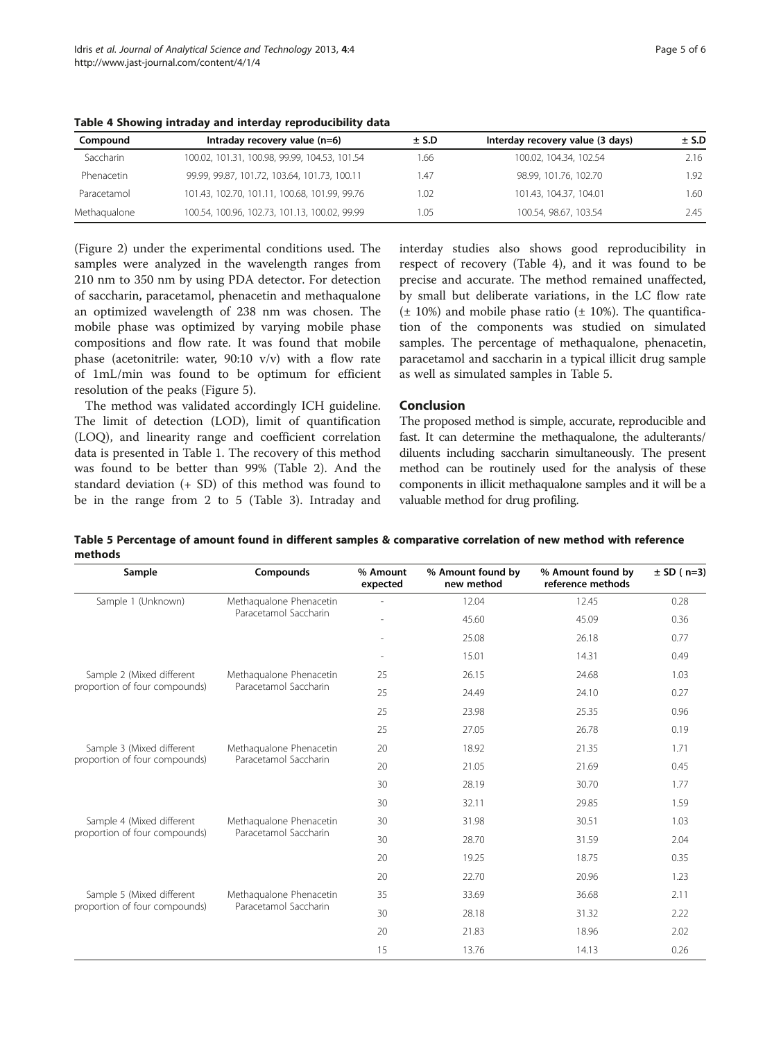**Table 4 Showing intraday and interday reproducibility data**

| Compound | Intraday recovery value (n=6) | ± S.D | Interday recovery value (3 days) | ± S.D |
|---|---|---|---|---|
| Saccharin | 100.02, 101.31, 100.98, 99.99, 104.53, 101.54 | 1.66 | 100.02, 104.34, 102.54 | 2.16 |
| Phenacetin | 99.99, 99.87, 101.72, 103.64, 101.73, 100.11 | 1.47 | 98.99, 101.76, 102.70 | 1.92 |
| Paracetamol | 101.43, 102.70, 101.11, 100.68, 101.99, 99.76 | 1.02 | 101.43, 104.37, 104.01 | 1.60 |
| Methaqualone | 100.54, 100.96, 102.73, 101.13, 100.02, 99.99 | 1.05 | 100.54, 98.67, 103.54 | 2.45 |

(Figure 2) under the experimental conditions used. The samples were analyzed in the wavelength ranges from 210 nm to 350 nm by using PDA detector. For detection of saccharin, paracetamol, phenacetin and methaqualone an optimized wavelength of 238 nm was chosen. The mobile phase was optimized by varying mobile phase compositions and flow rate. It was found that mobile phase (acetonitrile: water, 90:10 v/v) with a flow rate of 1mL/min was found to be optimum for efficient resolution of the peaks (Figure 5).

The method was validated accordingly ICH guideline. The limit of detection (LOD), limit of quantification (LOQ), and linearity range and coefficient correlation data is presented in Table 1. The recovery of this method was found to be better than 99% (Table 2). And the standard deviation (+ SD) of this method was found to be in the range from 2 to 5 (Table 3). Intraday and interday studies also shows good reproducibility in respect of recovery (Table 4), and it was found to be precise and accurate. The method remained unaffected, by small but deliberate variations, in the LC flow rate (± 10%) and mobile phase ratio (± 10%). The quantification of the components was studied on simulated samples. The percentage of methaqualone, phenacetin, paracetamol and saccharin in a typical illicit drug sample as well as simulated samples in Table 5.

## Conclusion

The proposed method is simple, accurate, reproducible and fast. It can determine the methaqualone, the adulterants/ diluents including saccharin simultaneously. The present method can be routinely used for the analysis of these components in illicit methaqualone samples and it will be a valuable method for drug profiling.

**Table 5 Percentage of amount found in different samples & comparative correlation of new method with reference methods**

| Sample | Compounds | % Amount expected | % Amount found by new method | % Amount found by reference methods | ± SD ( n=3) |
|---|---|---|---|---|---|
| Sample 1 (Unknown) | Methaqualone Phenacetin Paracetamol Saccharin | - | 12.04 | 12.45 | 0.28 |
| | | - | 45.60 | 45.09 | 0.36 |
| | | - | 25.08 | 26.18 | 0.77 |
| | | - | 15.01 | 14.31 | 0.49 |
| Sample 2 (Mixed different proportion of four compounds) | Methaqualone Phenacetin Paracetamol Saccharin | 25 | 26.15 | 24.68 | 1.03 |
| | | 25 | 24.49 | 24.10 | 0.27 |
| | | 25 | 23.98 | 25.35 | 0.96 |
| | | 25 | 27.05 | 26.78 | 0.19 |
| Sample 3 (Mixed different proportion of four compounds) | Methaqualone Phenacetin Paracetamol Saccharin | 20 | 18.92 | 21.35 | 1.71 |
| | | 20 | 21.05 | 21.69 | 0.45 |
| | | 30 | 28.19 | 30.70 | 1.77 |
| | | 30 | 32.11 | 29.85 | 1.59 |
| Sample 4 (Mixed different proportion of four compounds) | Methaqualone Phenacetin Paracetamol Saccharin | 30 | 31.98 | 30.51 | 1.03 |
| | | 30 | 28.70 | 31.59 | 2.04 |
| | | 20 | 19.25 | 18.75 | 0.35 |
| | | 20 | 22.70 | 20.96 | 1.23 |
| Sample 5 (Mixed different proportion of four compounds) | Methaqualone Phenacetin Paracetamol Saccharin | 35 | 33.69 | 36.68 | 2.11 |
| | | 30 | 28.18 | 31.32 | 2.22 |
| | | 20 | 21.83 | 18.96 | 2.02 |
| | | 15 | 13.76 | 14.13 | 0.26 |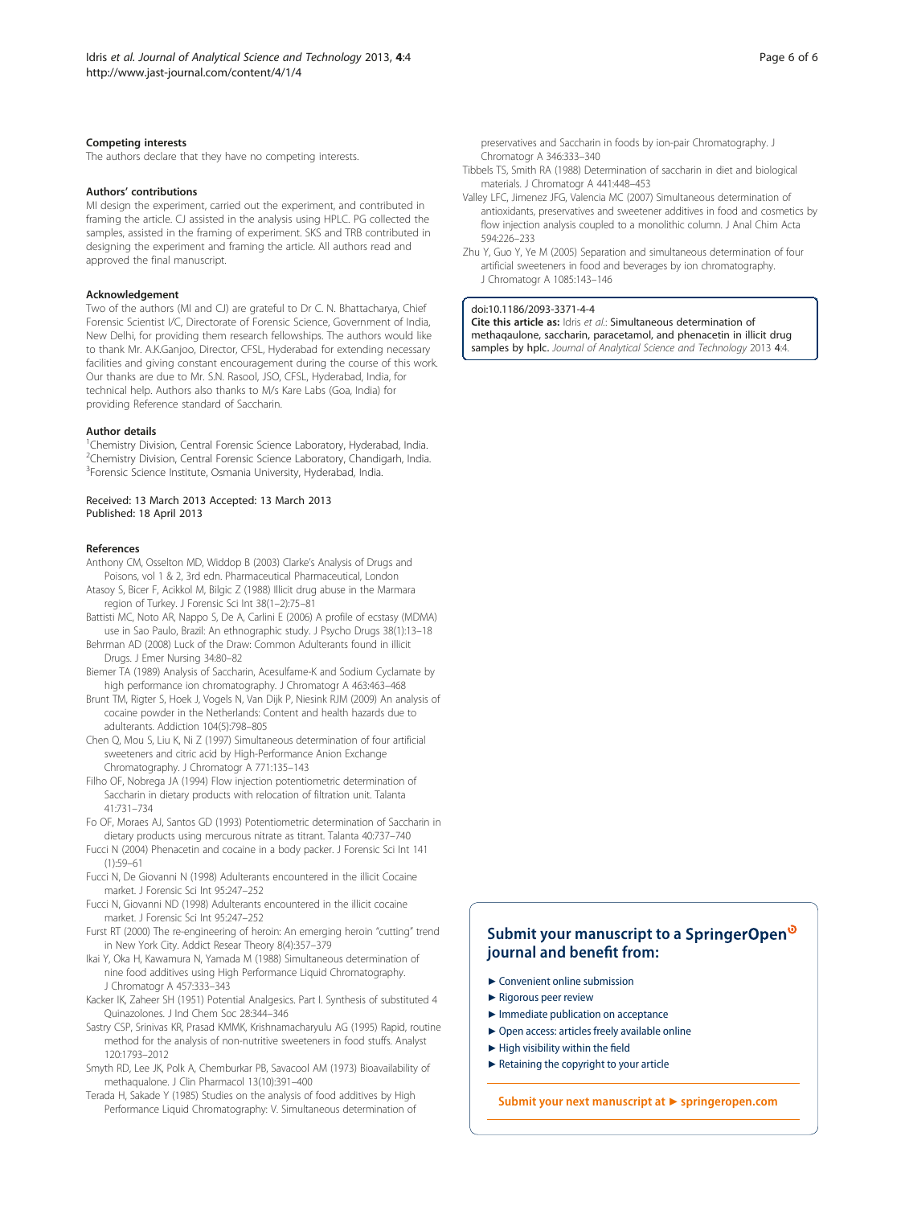### Competing interests

The authors declare that they have no competing interests.

### Authors' contributions

MI design the experiment, carried out the experiment, and contributed in framing the article. CJ assisted in the analysis using HPLC. PG collected the samples, assisted in the framing of experiment. SKS and TRB contributed in designing the experiment and framing the article. All authors read and approved the final manuscript.

### Acknowledgement

Two of the authors (MI and CJ) are grateful to Dr C. N. Bhattacharya, Chief Forensic Scientist I/C, Directorate of Forensic Science, Government of India, New Delhi, for providing them research fellowships. The authors would like to thank Mr. A.K.Ganjoo, Director, CFSL, Hyderabad for extending necessary facilities and giving constant encouragement during the course of this work. Our thanks are due to Mr. S.N. Rasool, JSO, CFSL, Hyderabad, India, for technical help. Authors also thanks to M/s Kare Labs (Goa, India) for providing Reference standard of Saccharin.

### Author details

[1]Chemistry Division, Central Forensic Science Laboratory, Hyderabad, India. [2]Chemistry Division, Central Forensic Science Laboratory, Chandigarh, India. [3]Forensic Science Institute, Osmania University, Hyderabad, India.

Received: 13 March 2013 Accepted: 13 March 2013
Published: 18 April 2013

### References

- Anthony CM, Osselton MD, Widdop B (2003) Clarke's Analysis of Drugs and Poisons, vol 1 & 2, 3rd edn. Pharmaceutical Pharmaceutical, London
- Atasoy S, Bicer F, Acikkol M, Bilgic Z (1988) Illicit drug abuse in the Marmara region of Turkey. J Forensic Sci Int 38(1–2):75–81
- Battisti MC, Noto AR, Nappo S, De A, Carlini E (2006) A profile of ecstasy (MDMA) use in Sao Paulo, Brazil: An ethnographic study. J Psycho Drugs 38(1):13–18
- Behrman AD (2008) Luck of the Draw: Common Adulterants found in illicit Drugs. J Emer Nursing 34:80–82
- Biemer TA (1989) Analysis of Saccharin, Acesulfame-K and Sodium Cyclamate by high performance ion chromatography. J Chromatogr A 463:463–468
- Brunt TM, Rigter S, Hoek J, Vogels N, Van Dijk P, Niesink RJM (2009) An analysis of cocaine powder in the Netherlands: Content and health hazards due to adulterants. Addiction 104(5):798–805
- Chen Q, Mou S, Liu K, Ni Z (1997) Simultaneous determination of four artificial sweeteners and citric acid by High-Performance Anion Exchange Chromatography. J Chromatogr A 771:135–143
- Filho OF, Nobrega JA (1994) Flow injection potentiometric determination of Saccharin in dietary products with relocation of filtration unit. Talanta 41:731–734
- Fo OF, Moraes AJ, Santos GD (1993) Potentiometric determination of Saccharin in dietary products using mercurous nitrate as titrant. Talanta 40:737–740
- Fucci N (2004) Phenacetin and cocaine in a body packer. J Forensic Sci Int 141 (1):59–61
- Fucci N, De Giovanni N (1998) Adulterants encountered in the illicit Cocaine market. J Forensic Sci Int 95:247–252
- Fucci N, Giovanni ND (1998) Adulterants encountered in the illicit cocaine market. J Forensic Sci Int 95:247–252
- Furst RT (2000) The re-engineering of heroin: An emerging heroin "cutting" trend in New York City. Addict Resear Theory 8(4):357–379
- Ikai Y, Oka H, Kawamura N, Yamada M (1988) Simultaneous determination of nine food additives using High Performance Liquid Chromatography. J Chromatogr A 457:333–343
- Kacker IK, Zaheer SH (1951) Potential Analgesics. Part I. Synthesis of substituted 4 Quinazolones. J Ind Chem Soc 28:344–346
- Sastry CSP, Srinivas KR, Prasad KMMK, Krishnamacharyulu AG (1995) Rapid, routine method for the analysis of non-nutritive sweeteners in food stuffs. Analyst 120:1793–2012
- Smyth RD, Lee JK, Polk A, Chemburkar PB, Savacool AM (1973) Bioavailability of methaqualone. J Clin Pharmacol 13(10):391–400
- Terada H, Sakade Y (1985) Studies on the analysis of food additives by High Performance Liquid Chromatography: V. Simultaneous determination of preservatives and Saccharin in foods by ion-pair Chromatography. J Chromatogr A 346:333–340
- Tibbels TS, Smith RA (1988) Determination of saccharin in diet and biological materials. J Chromatogr A 441:448–453
- Valley LFC, Jimenez JFG, Valencia MC (2007) Simultaneous determination of antioxidants, preservatives and sweetener additives in food and cosmetics by flow injection analysis coupled to a monolithic column. J Anal Chim Acta 594:226–233
- Zhu Y, Guo Y, Ye M (2005) Separation and simultaneous determination of four artificial sweeteners in food and beverages by ion chromatography. J Chromatogr A 1085:143–146

doi:10.1186/2093-3371-4-4
**Cite this article as:** Idris *et al.*: Simultaneous determination of methaqaulone, saccharin, paracetamol, and phenacetin in illicit drug samples by hplc. *Journal of Analytical Science and Technology* 2013 **4**:4.

**Submit your manuscript to a SpringerOpen journal and benefit from:**

- ► Convenient online submission
- ► Rigorous peer review
- ► Immediate publication on acceptance
- ► Open access: articles freely available online
- ► High visibility within the field
- ► Retaining the copyright to your article

**Submit your next manuscript at ► springeropen.com**